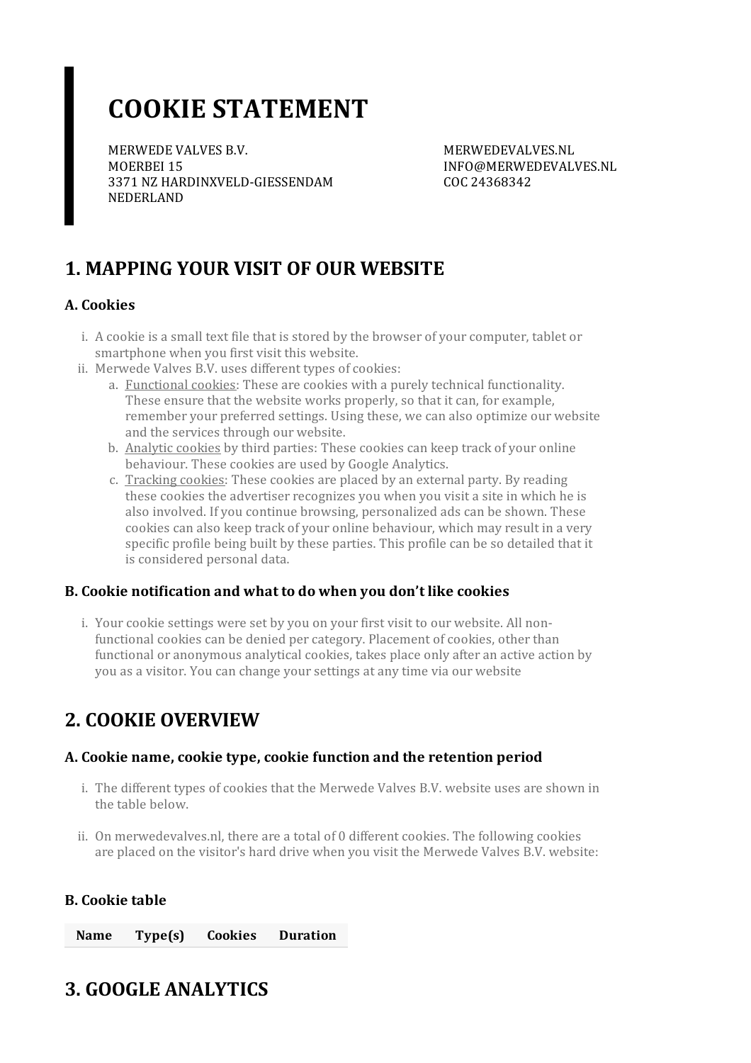# COOKIE STATEMENT

MERWEDE VALVES B.V.
MOERBEI 15
3371 NZ HARDINXVELD-GIESSENDAM
NEDERLAND

MERWEDEVALVES.NL
INFO@MERWEDEVALVES.NL
COC 24368342

## 1. MAPPING YOUR VISIT OF OUR WEBSITE

### A. Cookies

i. A cookie is a small text file that is stored by the browser of your computer, tablet or smartphone when you first visit this website.
ii. Merwede Valves B.V. uses different types of cookies:
   a. Functional cookies: These are cookies with a purely technical functionality. These ensure that the website works properly, so that it can, for example, remember your preferred settings. Using these, we can also optimize our website and the services through our website.
   b. Analytic cookies by third parties: These cookies can keep track of your online behaviour. These cookies are used by Google Analytics.
   c. Tracking cookies: These cookies are placed by an external party. By reading these cookies the advertiser recognizes you when you visit a site in which he is also involved. If you continue browsing, personalized ads can be shown. These cookies can also keep track of your online behaviour, which may result in a very specific profile being built by these parties. This profile can be so detailed that it is considered personal data.

### B. Cookie notification and what to do when you don't like cookies

i. Your cookie settings were set by you on your first visit to our website. All non-functional cookies can be denied per category. Placement of cookies, other than functional or anonymous analytical cookies, takes place only after an active action by you as a visitor. You can change your settings at any time via our website

## 2. COOKIE OVERVIEW

### A. Cookie name, cookie type, cookie function and the retention period

i. The different types of cookies that the Merwede Valves B.V. website uses are shown in the table below.

ii. On merwedevalves.nl, there are a total of 0 different cookies. The following cookies are placed on the visitor's hard drive when you visit the Merwede Valves B.V. website:

### B. Cookie table

| Name | Type(s) | Cookies | Duration |
|---|---|---|---|

## 3. GOOGLE ANALYTICS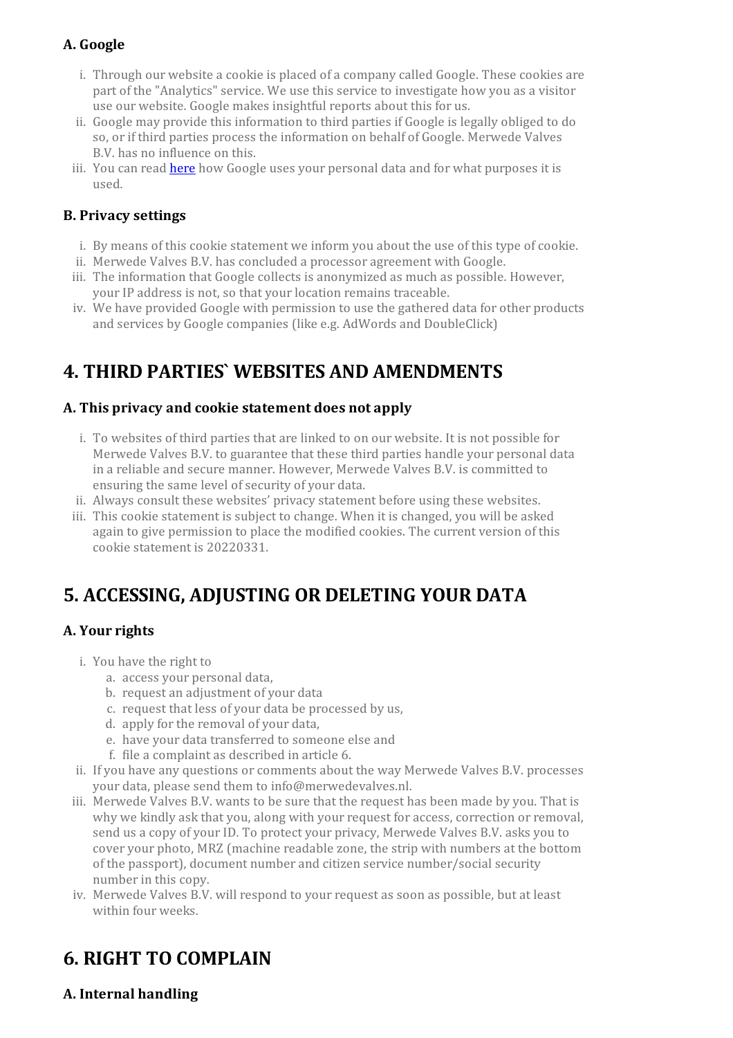### A. Google

i. Through our website a cookie is placed of a company called Google. These cookies are part of the "Analytics" service. We use this service to investigate how you as a visitor use our website. Google makes insightful reports about this for us.
ii. Google may provide this information to third parties if Google is legally obliged to do so, or if third parties process the information on behalf of Google. Merwede Valves B.V. has no influence on this.
iii. You can read [here] how Google uses your personal data and for what purposes it is used.

### B. Privacy settings

i. By means of this cookie statement we inform you about the use of this type of cookie.
ii. Merwede Valves B.V. has concluded a processor agreement with Google.
iii. The information that Google collects is anonymized as much as possible. However, your IP address is not, so that your location remains traceable.
iv. We have provided Google with permission to use the gathered data for other products and services by Google companies (like e.g. AdWords and DoubleClick)

## 4. THIRD PARTIES` WEBSITES AND AMENDMENTS

### A. This privacy and cookie statement does not apply

i. To websites of third parties that are linked to on our website. It is not possible for Merwede Valves B.V. to guarantee that these third parties handle your personal data in a reliable and secure manner. However, Merwede Valves B.V. is committed to ensuring the same level of security of your data.
ii. Always consult these websites' privacy statement before using these websites.
iii. This cookie statement is subject to change. When it is changed, you will be asked again to give permission to place the modified cookies. The current version of this cookie statement is 20220331.

## 5. ACCESSING, ADJUSTING OR DELETING YOUR DATA

### A. Your rights

i. You have the right to
   a. access your personal data,
   b. request an adjustment of your data
   c. request that less of your data be processed by us,
   d. apply for the removal of your data,
   e. have your data transferred to someone else and
   f. file a complaint as described in article 6.
ii. If you have any questions or comments about the way Merwede Valves B.V. processes your data, please send them to info@merwedevalves.nl.
iii. Merwede Valves B.V. wants to be sure that the request has been made by you. That is why we kindly ask that you, along with your request for access, correction or removal, send us a copy of your ID. To protect your privacy, Merwede Valves B.V. asks you to cover your photo, MRZ (machine readable zone, the strip with numbers at the bottom of the passport), document number and citizen service number/social security number in this copy.
iv. Merwede Valves B.V. will respond to your request as soon as possible, but at least within four weeks.

## 6. RIGHT TO COMPLAIN

### A. Internal handling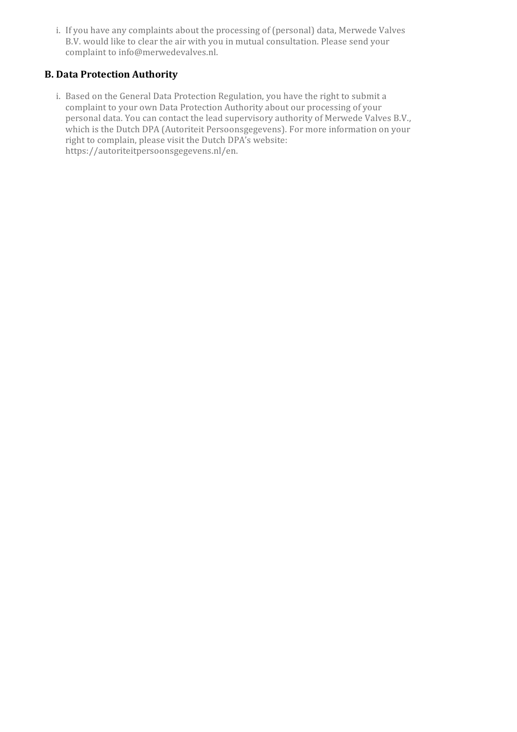i. If you have any complaints about the processing of (personal) data, Merwede Valves B.V. would like to clear the air with you in mutual consultation. Please send your complaint to info@merwedevalves.nl.

## B. Data Protection Authority

i. Based on the General Data Protection Regulation, you have the right to submit a complaint to your own Data Protection Authority about our processing of your personal data. You can contact the lead supervisory authority of Merwede Valves B.V., which is the Dutch DPA (Autoriteit Persoonsgegevens). For more information on your right to complain, please visit the Dutch DPA's website: https://autoriteitpersoonsgegevens.nl/en.